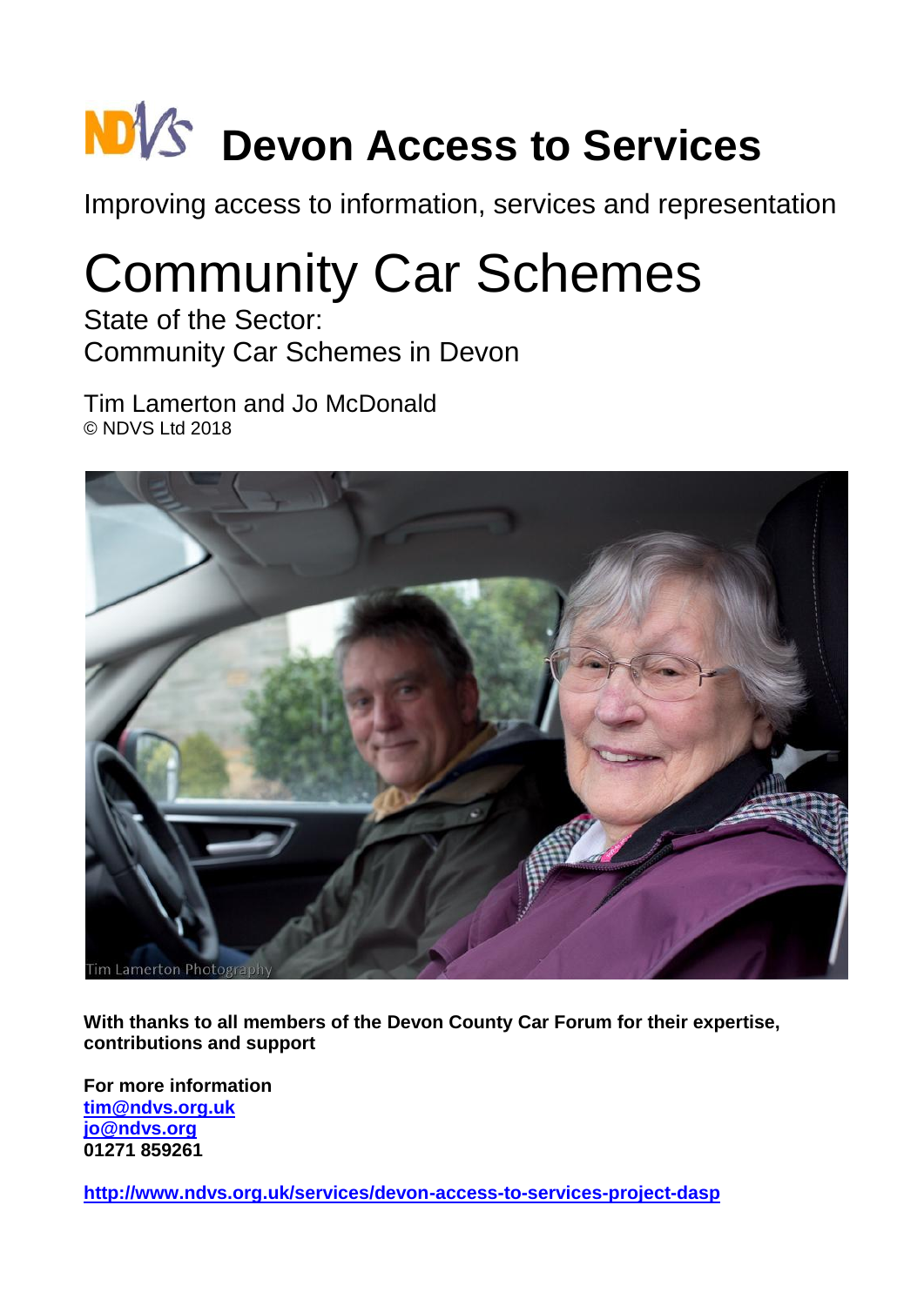# Devon Access to Services

Improving access to information, services and representation

# Community Car Schemes

State of the Sector:
Community Car Schemes in Devon

Tim Lamerton and Jo McDonald
© NDVS Ltd 2018

**With thanks to all members of the Devon County Car Forum for their expertise, contributions and support**

**For more information**
**tim@ndvs.org.uk**
**jo@ndvs.org**
**01271 859261**

**http://www.ndvs.org.uk/services/devon-access-to-services-project-dasp**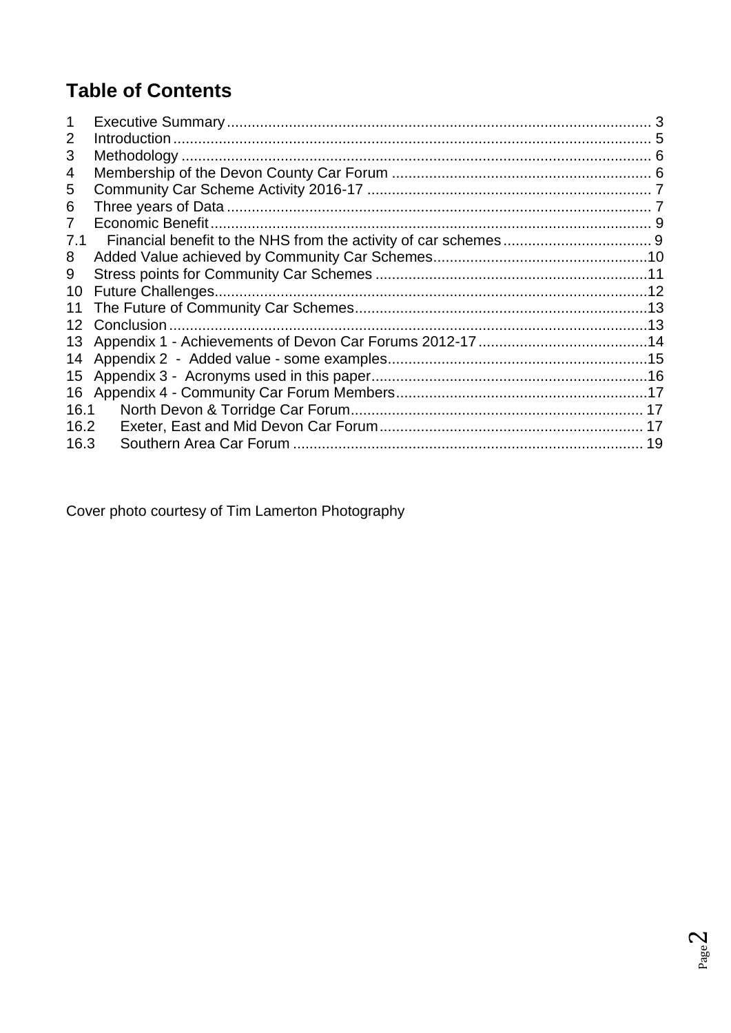# Table of Contents

| | | |
|---|---|---|
| 1 | Executive Summary | 3 |
| 2 | Introduction | 5 |
| 3 | Methodology | 6 |
| 4 | Membership of the Devon County Car Forum | 6 |
| 5 | Community Car Scheme Activity 2016-17 | 7 |
| 6 | Three years of Data | 7 |
| 7 | Economic Benefit | 9 |
| 7.1 | Financial benefit to the NHS from the activity of car schemes | 9 |
| 8 | Added Value achieved by Community Car Schemes | 10 |
| 9 | Stress points for Community Car Schemes | 11 |
| 10 | Future Challenges | 12 |
| 11 | The Future of Community Car Schemes | 13 |
| 12 | Conclusion | 13 |
| 13 | Appendix 1 - Achievements of Devon Car Forums 2012-17 | 14 |
| 14 | Appendix 2 - Added value - some examples | 15 |
| 15 | Appendix 3 - Acronyms used in this paper | 16 |
| 16 | Appendix 4 - Community Car Forum Members | 17 |
| 16.1 | North Devon & Torridge Car Forum | 17 |
| 16.2 | Exeter, East and Mid Devon Car Forum | 17 |
| 16.3 | Southern Area Car Forum | 19 |

Cover photo courtesy of Tim Lamerton Photography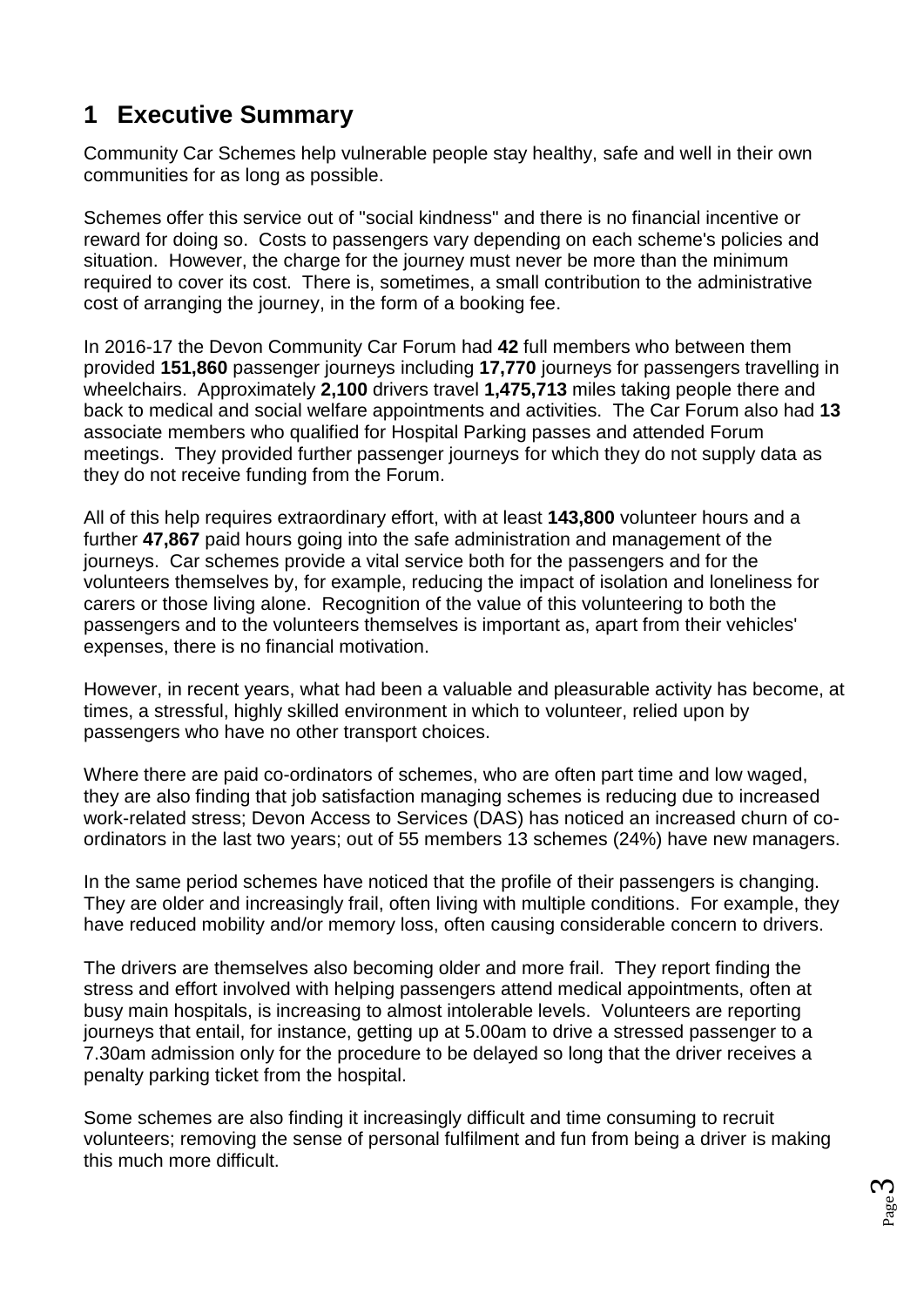# 1 Executive Summary

Community Car Schemes help vulnerable people stay healthy, safe and well in their own communities for as long as possible.

Schemes offer this service out of "social kindness" and there is no financial incentive or reward for doing so. Costs to passengers vary depending on each scheme's policies and situation. However, the charge for the journey must never be more than the minimum required to cover its cost. There is, sometimes, a small contribution to the administrative cost of arranging the journey, in the form of a booking fee.

In 2016-17 the Devon Community Car Forum had **42** full members who between them provided **151,860** passenger journeys including **17,770** journeys for passengers travelling in wheelchairs. Approximately **2,100** drivers travel **1,475,713** miles taking people there and back to medical and social welfare appointments and activities. The Car Forum also had **13** associate members who qualified for Hospital Parking passes and attended Forum meetings. They provided further passenger journeys for which they do not supply data as they do not receive funding from the Forum.

All of this help requires extraordinary effort, with at least **143,800** volunteer hours and a further **47,867** paid hours going into the safe administration and management of the journeys. Car schemes provide a vital service both for the passengers and for the volunteers themselves by, for example, reducing the impact of isolation and loneliness for carers or those living alone. Recognition of the value of this volunteering to both the passengers and to the volunteers themselves is important as, apart from their vehicles' expenses, there is no financial motivation.

However, in recent years, what had been a valuable and pleasurable activity has become, at times, a stressful, highly skilled environment in which to volunteer, relied upon by passengers who have no other transport choices.

Where there are paid co-ordinators of schemes, who are often part time and low waged, they are also finding that job satisfaction managing schemes is reducing due to increased work-related stress; Devon Access to Services (DAS) has noticed an increased churn of co-ordinators in the last two years; out of 55 members 13 schemes (24%) have new managers.

In the same period schemes have noticed that the profile of their passengers is changing. They are older and increasingly frail, often living with multiple conditions. For example, they have reduced mobility and/or memory loss, often causing considerable concern to drivers.

The drivers are themselves also becoming older and more frail. They report finding the stress and effort involved with helping passengers attend medical appointments, often at busy main hospitals, is increasing to almost intolerable levels. Volunteers are reporting journeys that entail, for instance, getting up at 5.00am to drive a stressed passenger to a 7.30am admission only for the procedure to be delayed so long that the driver receives a penalty parking ticket from the hospital.

Some schemes are also finding it increasingly difficult and time consuming to recruit volunteers; removing the sense of personal fulfilment and fun from being a driver is making this much more difficult.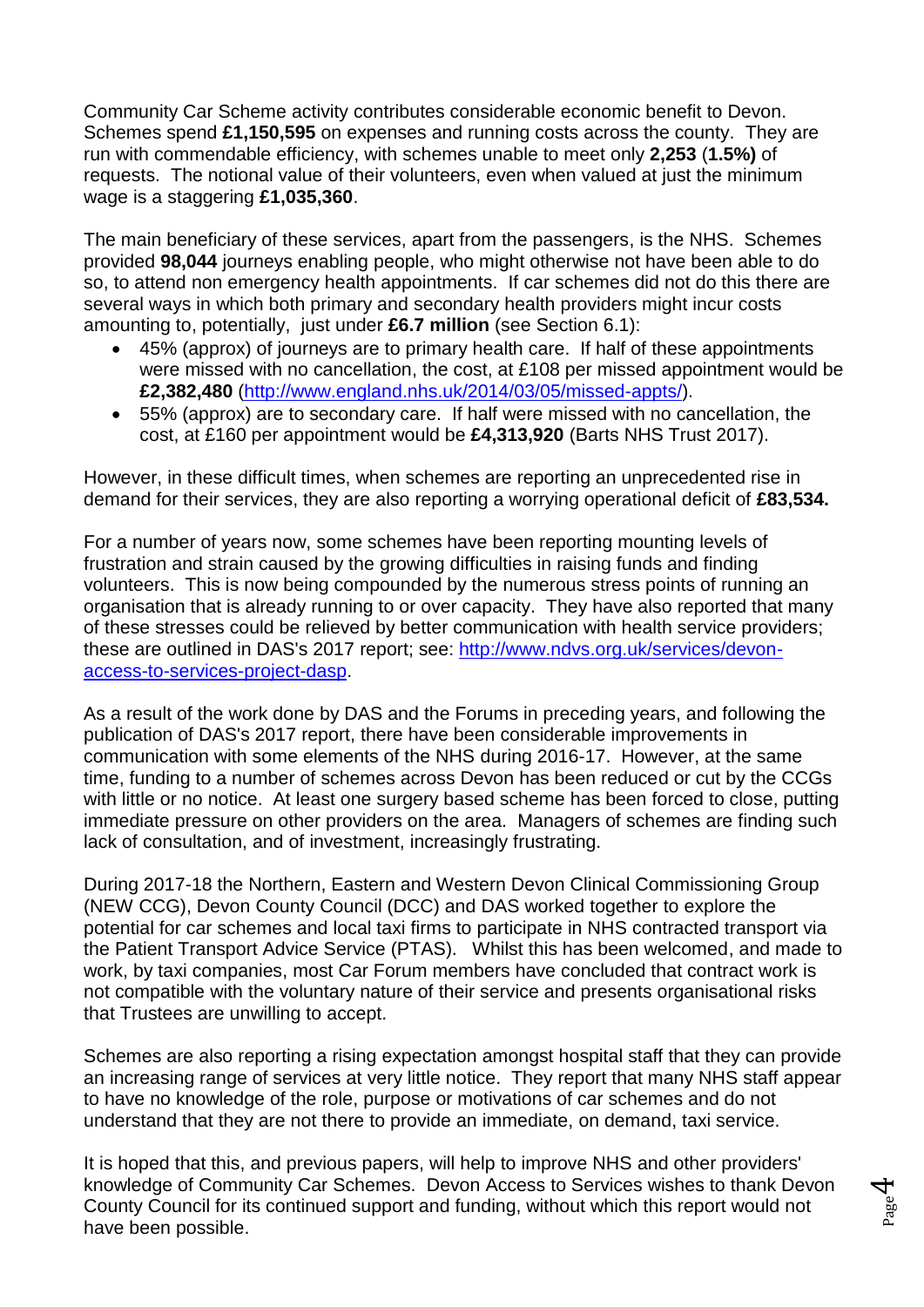Community Car Scheme activity contributes considerable economic benefit to Devon. Schemes spend **£1,150,595** on expenses and running costs across the county. They are run with commendable efficiency, with schemes unable to meet only **2,253** (**1.5%)** of requests. The notional value of their volunteers, even when valued at just the minimum wage is a staggering **£1,035,360**.

The main beneficiary of these services, apart from the passengers, is the NHS. Schemes provided **98,044** journeys enabling people, who might otherwise not have been able to do so, to attend non emergency health appointments. If car schemes did not do this there are several ways in which both primary and secondary health providers might incur costs amounting to, potentially, just under **£6.7 million** (see Section 6.1):

- 45% (approx) of journeys are to primary health care. If half of these appointments were missed with no cancellation, the cost, at £108 per missed appointment would be **£2,382,480** ([http://www.england.nhs.uk/2014/03/05/missed-appts/](http://www.england.nhs.uk/2014/03/05/missed-appts/)).
- 55% (approx) are to secondary care. If half were missed with no cancellation, the cost, at £160 per appointment would be **£4,313,920** (Barts NHS Trust 2017).

However, in these difficult times, when schemes are reporting an unprecedented rise in demand for their services, they are also reporting a worrying operational deficit of **£83,534.**

For a number of years now, some schemes have been reporting mounting levels of frustration and strain caused by the growing difficulties in raising funds and finding volunteers. This is now being compounded by the numerous stress points of running an organisation that is already running to or over capacity. They have also reported that many of these stresses could be relieved by better communication with health service providers; these are outlined in DAS's 2017 report; see: [http://www.ndvs.org.uk/services/devon-access-to-services-project-dasp](http://www.ndvs.org.uk/services/devon-access-to-services-project-dasp).

As a result of the work done by DAS and the Forums in preceding years, and following the publication of DAS's 2017 report, there have been considerable improvements in communication with some elements of the NHS during 2016-17. However, at the same time, funding to a number of schemes across Devon has been reduced or cut by the CCGs with little or no notice. At least one surgery based scheme has been forced to close, putting immediate pressure on other providers on the area. Managers of schemes are finding such lack of consultation, and of investment, increasingly frustrating.

During 2017-18 the Northern, Eastern and Western Devon Clinical Commissioning Group (NEW CCG), Devon County Council (DCC) and DAS worked together to explore the potential for car schemes and local taxi firms to participate in NHS contracted transport via the Patient Transport Advice Service (PTAS). Whilst this has been welcomed, and made to work, by taxi companies, most Car Forum members have concluded that contract work is not compatible with the voluntary nature of their service and presents organisational risks that Trustees are unwilling to accept.

Schemes are also reporting a rising expectation amongst hospital staff that they can provide an increasing range of services at very little notice. They report that many NHS staff appear to have no knowledge of the role, purpose or motivations of car schemes and do not understand that they are not there to provide an immediate, on demand, taxi service.

It is hoped that this, and previous papers, will help to improve NHS and other providers' knowledge of Community Car Schemes. Devon Access to Services wishes to thank Devon County Council for its continued support and funding, without which this report would not have been possible.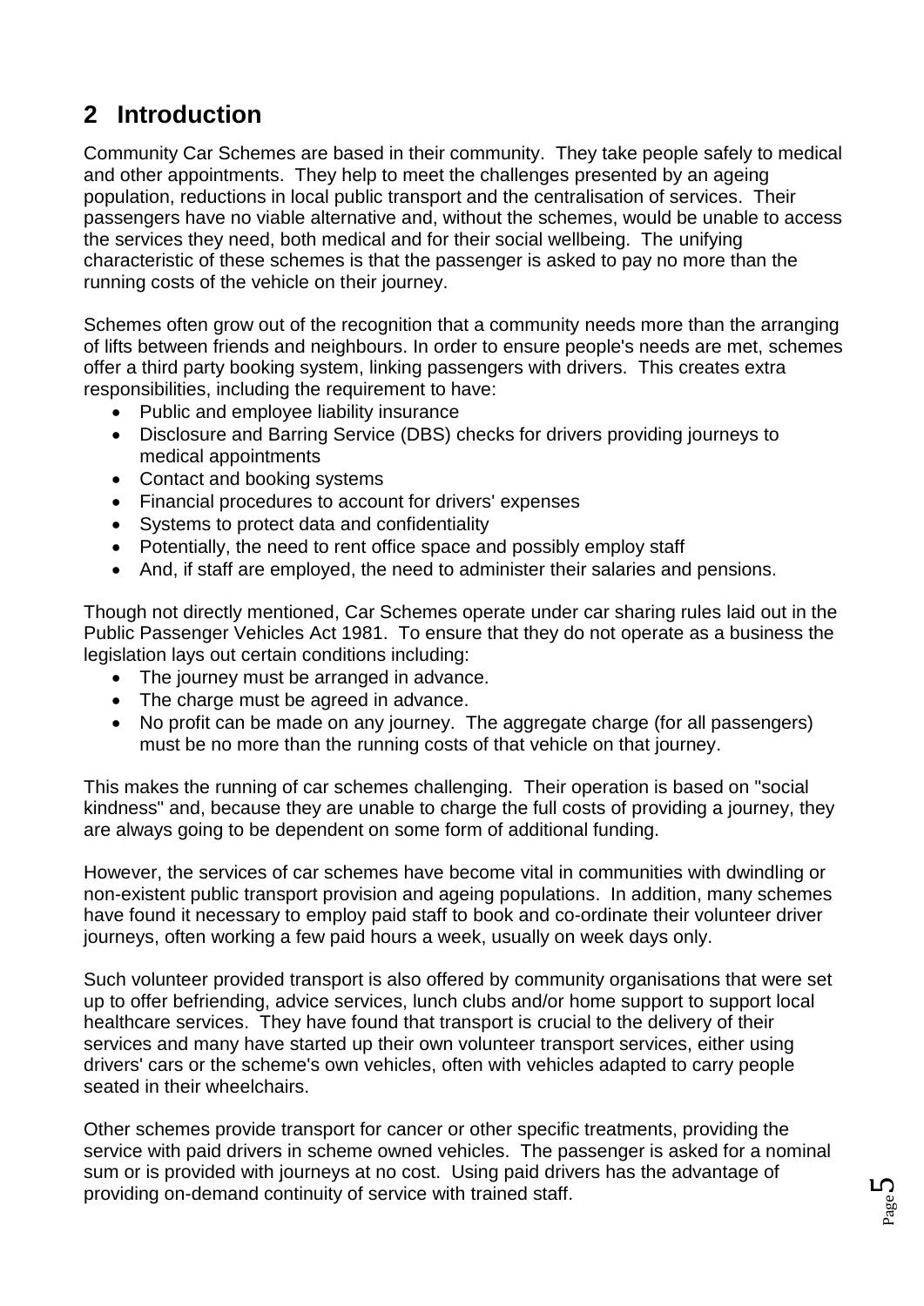## 2 Introduction

Community Car Schemes are based in their community. They take people safely to medical and other appointments. They help to meet the challenges presented by an ageing population, reductions in local public transport and the centralisation of services. Their passengers have no viable alternative and, without the schemes, would be unable to access the services they need, both medical and for their social wellbeing. The unifying characteristic of these schemes is that the passenger is asked to pay no more than the running costs of the vehicle on their journey.

Schemes often grow out of the recognition that a community needs more than the arranging of lifts between friends and neighbours. In order to ensure people's needs are met, schemes offer a third party booking system, linking passengers with drivers. This creates extra responsibilities, including the requirement to have:

- Public and employee liability insurance
- Disclosure and Barring Service (DBS) checks for drivers providing journeys to medical appointments
- Contact and booking systems
- Financial procedures to account for drivers' expenses
- Systems to protect data and confidentiality
- Potentially, the need to rent office space and possibly employ staff
- And, if staff are employed, the need to administer their salaries and pensions.

Though not directly mentioned, Car Schemes operate under car sharing rules laid out in the Public Passenger Vehicles Act 1981. To ensure that they do not operate as a business the legislation lays out certain conditions including:

- The journey must be arranged in advance.
- The charge must be agreed in advance.
- No profit can be made on any journey. The aggregate charge (for all passengers) must be no more than the running costs of that vehicle on that journey.

This makes the running of car schemes challenging. Their operation is based on "social kindness" and, because they are unable to charge the full costs of providing a journey, they are always going to be dependent on some form of additional funding.

However, the services of car schemes have become vital in communities with dwindling or non-existent public transport provision and ageing populations. In addition, many schemes have found it necessary to employ paid staff to book and co-ordinate their volunteer driver journeys, often working a few paid hours a week, usually on week days only.

Such volunteer provided transport is also offered by community organisations that were set up to offer befriending, advice services, lunch clubs and/or home support to support local healthcare services. They have found that transport is crucial to the delivery of their services and many have started up their own volunteer transport services, either using drivers' cars or the scheme's own vehicles, often with vehicles adapted to carry people seated in their wheelchairs.

Other schemes provide transport for cancer or other specific treatments, providing the service with paid drivers in scheme owned vehicles. The passenger is asked for a nominal sum or is provided with journeys at no cost. Using paid drivers has the advantage of providing on-demand continuity of service with trained staff.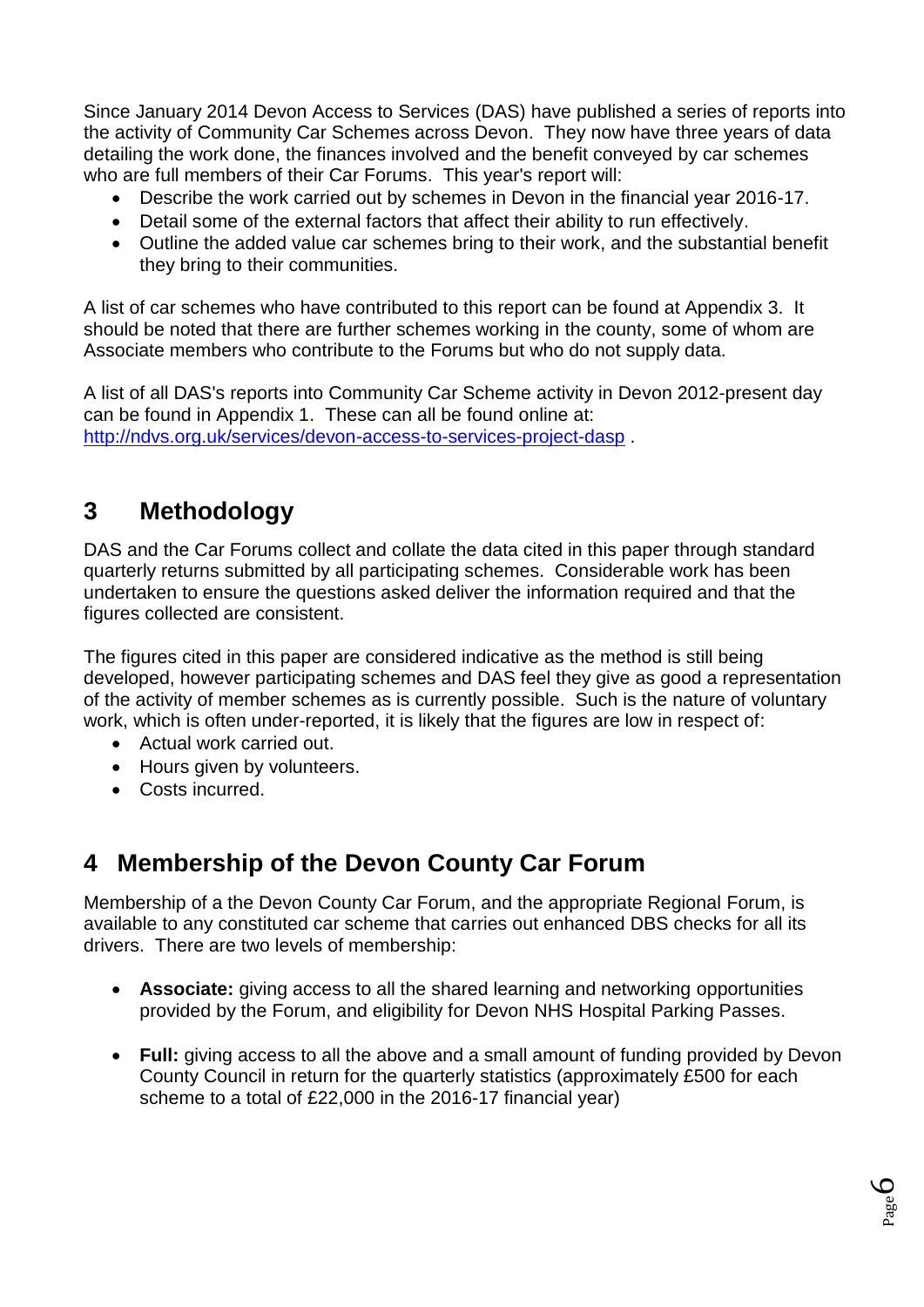Since January 2014 Devon Access to Services (DAS) have published a series of reports into the activity of Community Car Schemes across Devon. They now have three years of data detailing the work done, the finances involved and the benefit conveyed by car schemes who are full members of their Car Forums. This year's report will:

- Describe the work carried out by schemes in Devon in the financial year 2016-17.
- Detail some of the external factors that affect their ability to run effectively.
- Outline the added value car schemes bring to their work, and the substantial benefit they bring to their communities.

A list of car schemes who have contributed to this report can be found at Appendix 3. It should be noted that there are further schemes working in the county, some of whom are Associate members who contribute to the Forums but who do not supply data.

A list of all DAS's reports into Community Car Scheme activity in Devon 2012-present day can be found in Appendix 1. These can all be found online at: http://ndvs.org.uk/services/devon-access-to-services-project-dasp .

## 3 Methodology

DAS and the Car Forums collect and collate the data cited in this paper through standard quarterly returns submitted by all participating schemes. Considerable work has been undertaken to ensure the questions asked deliver the information required and that the figures collected are consistent.

The figures cited in this paper are considered indicative as the method is still being developed, however participating schemes and DAS feel they give as good a representation of the activity of member schemes as is currently possible. Such is the nature of voluntary work, which is often under-reported, it is likely that the figures are low in respect of:

- Actual work carried out.
- Hours given by volunteers.
- Costs incurred.

## 4 Membership of the Devon County Car Forum

Membership of a the Devon County Car Forum, and the appropriate Regional Forum, is available to any constituted car scheme that carries out enhanced DBS checks for all its drivers. There are two levels of membership:

- **Associate:** giving access to all the shared learning and networking opportunities provided by the Forum, and eligibility for Devon NHS Hospital Parking Passes.
- **Full:** giving access to all the above and a small amount of funding provided by Devon County Council in return for the quarterly statistics (approximately £500 for each scheme to a total of £22,000 in the 2016-17 financial year)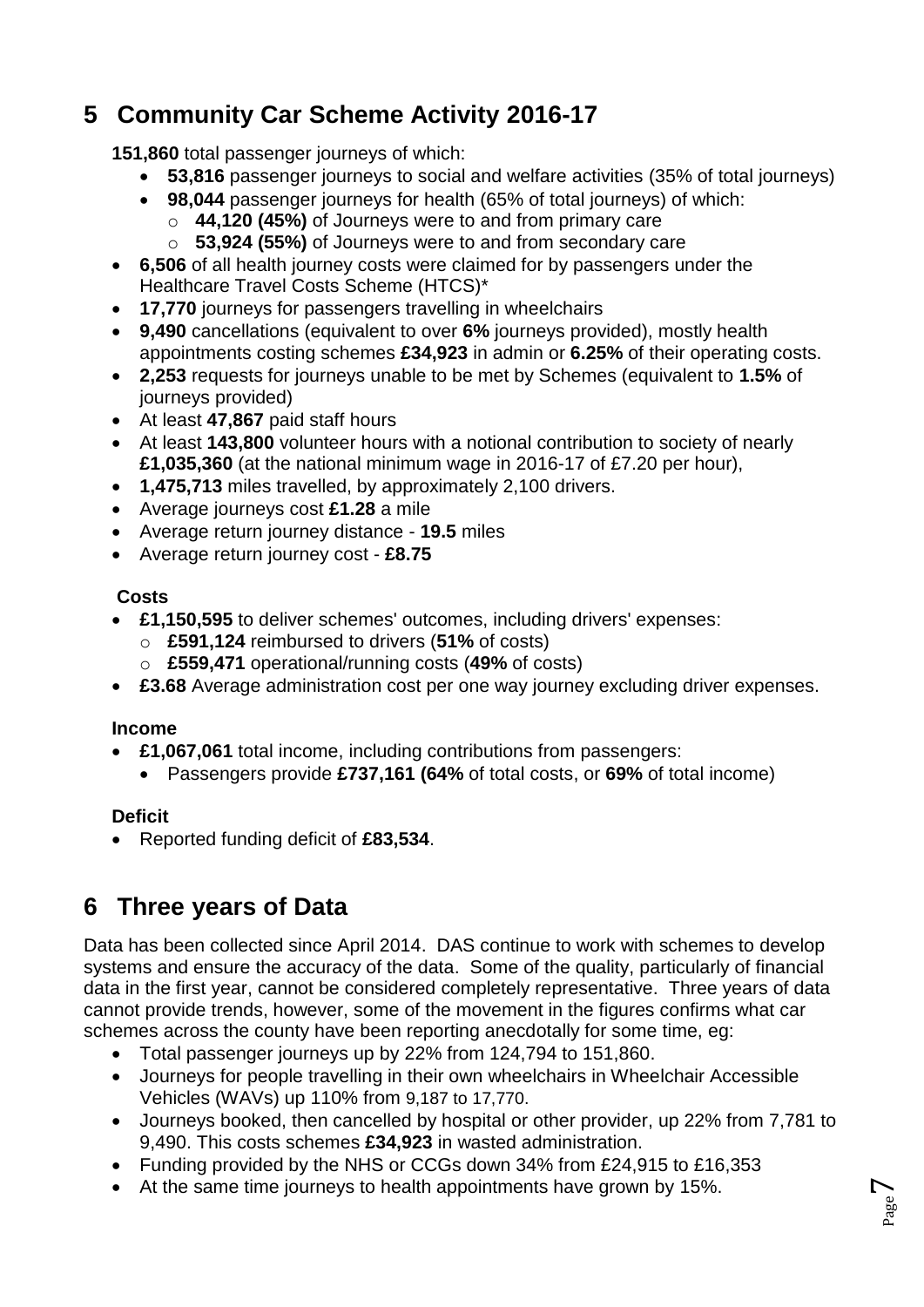## 5 Community Car Scheme Activity 2016-17

**151,860** total passenger journeys of which:

- **53,816** passenger journeys to social and welfare activities (35% of total journeys)
- **98,044** passenger journeys for health (65% of total journeys) of which:
  - **44,120 (45%)** of Journeys were to and from primary care
  - **53,924 (55%)** of Journeys were to and from secondary care
- **6,506** of all health journey costs were claimed for by passengers under the Healthcare Travel Costs Scheme (HTCS)*
- **17,770** journeys for passengers travelling in wheelchairs
- **9,490** cancellations (equivalent to over **6%** journeys provided), mostly health appointments costing schemes **£34,923** in admin or **6.25%** of their operating costs.
- **2,253** requests for journeys unable to be met by Schemes (equivalent to **1.5%** of journeys provided)
- At least **47,867** paid staff hours
- At least **143,800** volunteer hours with a notional contribution to society of nearly **£1,035,360** (at the national minimum wage in 2016-17 of £7.20 per hour),
- **1,475,713** miles travelled, by approximately 2,100 drivers.
- Average journeys cost **£1.28** a mile
- Average return journey distance - **19.5** miles
- Average return journey cost - **£8.75**

**Costs**

- **£1,150,595** to deliver schemes' outcomes, including drivers' expenses:
  - **£591,124** reimbursed to drivers (**51%** of costs)
  - **£559,471** operational/running costs (**49%** of costs)
- **£3.68** Average administration cost per one way journey excluding driver expenses.

**Income**

- **£1,067,061** total income, including contributions from passengers:
  - Passengers provide **£737,161 (64%** of total costs, or **69%** of total income)

**Deficit**

- Reported funding deficit of **£83,534**.

## 6 Three years of Data

Data has been collected since April 2014. DAS continue to work with schemes to develop systems and ensure the accuracy of the data. Some of the quality, particularly of financial data in the first year, cannot be considered completely representative. Three years of data cannot provide trends, however, some of the movement in the figures confirms what car schemes across the county have been reporting anecdotally for some time, eg:

- Total passenger journeys up by 22% from 124,794 to 151,860.
- Journeys for people travelling in their own wheelchairs in Wheelchair Accessible Vehicles (WAVs) up 110% from 9,187 to 17,770.
- Journeys booked, then cancelled by hospital or other provider, up 22% from 7,781 to 9,490. This costs schemes **£34,923** in wasted administration.
- Funding provided by the NHS or CCGs down 34% from £24,915 to £16,353
- At the same time journeys to health appointments have grown by 15%.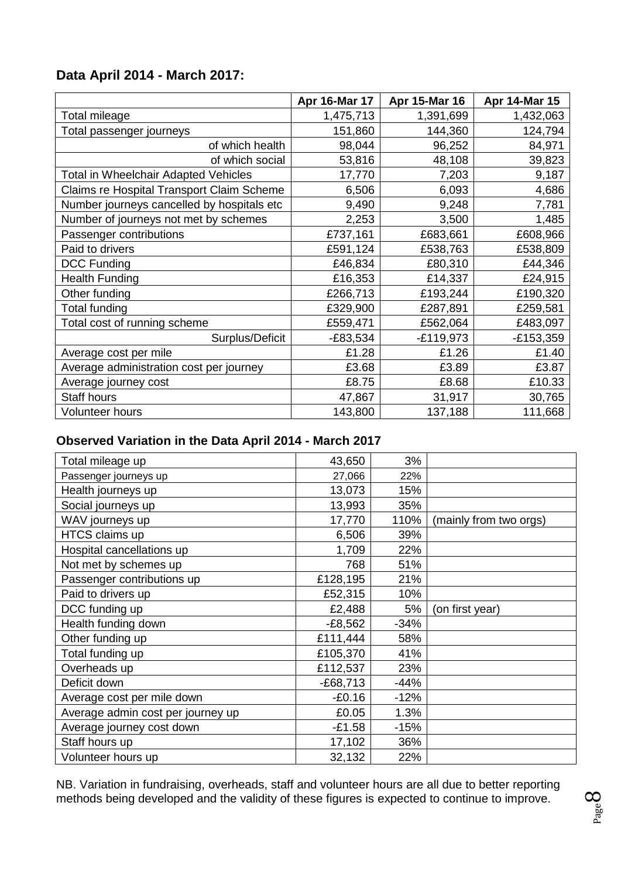## Data April 2014 - March 2017:

| | Apr 16-Mar 17 | Apr 15-Mar 16 | Apr 14-Mar 15 |
|---|---|---|---|
| Total mileage | 1,475,713 | 1,391,699 | 1,432,063 |
| Total passenger journeys | 151,860 | 144,360 | 124,794 |
| of which health | 98,044 | 96,252 | 84,971 |
| of which social | 53,816 | 48,108 | 39,823 |
| Total in Wheelchair Adapted Vehicles | 17,770 | 7,203 | 9,187 |
| Claims re Hospital Transport Claim Scheme | 6,506 | 6,093 | 4,686 |
| Number journeys cancelled by hospitals etc | 9,490 | 9,248 | 7,781 |
| Number of journeys not met by schemes | 2,253 | 3,500 | 1,485 |
| Passenger contributions | £737,161 | £683,661 | £608,966 |
| Paid to drivers | £591,124 | £538,763 | £538,809 |
| DCC Funding | £46,834 | £80,310 | £44,346 |
| Health Funding | £16,353 | £14,337 | £24,915 |
| Other funding | £266,713 | £193,244 | £190,320 |
| Total funding | £329,900 | £287,891 | £259,581 |
| Total cost of running scheme | £559,471 | £562,064 | £483,097 |
| Surplus/Deficit | -£83,534 | -£119,973 | -£153,359 |
| Average cost per mile | £1.28 | £1.26 | £1.40 |
| Average administration cost per journey | £3.68 | £3.89 | £3.87 |
| Average journey cost | £8.75 | £8.68 | £10.33 |
| Staff hours | 47,867 | 31,917 | 30,765 |
| Volunteer hours | 143,800 | 137,188 | 111,668 |

## Observed Variation in the Data April 2014 - March 2017

| | | | |
|---|---|---|---|
| Total mileage up | 43,650 | 3% | |
| Passenger journeys up | 27,066 | 22% | |
| Health journeys up | 13,073 | 15% | |
| Social journeys up | 13,993 | 35% | |
| WAV journeys up | 17,770 | 110% | (mainly from two orgs) |
| HTCS claims up | 6,506 | 39% | |
| Hospital cancellations up | 1,709 | 22% | |
| Not met by schemes up | 768 | 51% | |
| Passenger contributions up | £128,195 | 21% | |
| Paid to drivers up | £52,315 | 10% | |
| DCC funding up | £2,488 | 5% | (on first year) |
| Health funding down | -£8,562 | -34% | |
| Other funding up | £111,444 | 58% | |
| Total funding up | £105,370 | 41% | |
| Overheads up | £112,537 | 23% | |
| Deficit down | -£68,713 | -44% | |
| Average cost per mile down | -£0.16 | -12% | |
| Average admin cost per journey up | £0.05 | 1.3% | |
| Average journey cost down | -£1.58 | -15% | |
| Staff hours up | 17,102 | 36% | |
| Volunteer hours up | 32,132 | 22% | |

NB. Variation in fundraising, overheads, staff and volunteer hours are all due to better reporting methods being developed and the validity of these figures is expected to continue to improve.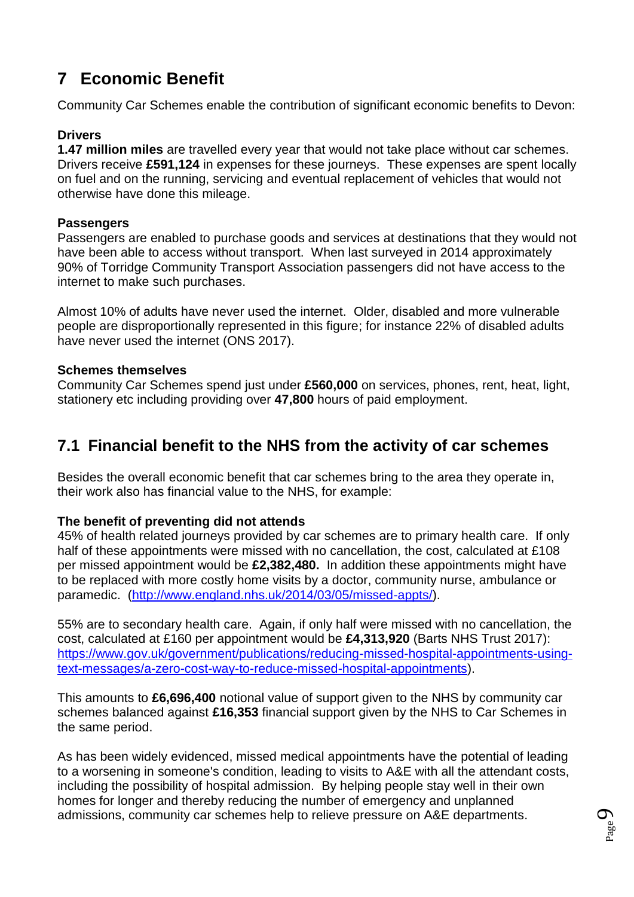# 7 Economic Benefit

Community Car Schemes enable the contribution of significant economic benefits to Devon:

**Drivers**
**1.47 million miles** are travelled every year that would not take place without car schemes. Drivers receive **£591,124** in expenses for these journeys. These expenses are spent locally on fuel and on the running, servicing and eventual replacement of vehicles that would not otherwise have done this mileage.

**Passengers**
Passengers are enabled to purchase goods and services at destinations that they would not have been able to access without transport. When last surveyed in 2014 approximately 90% of Torridge Community Transport Association passengers did not have access to the internet to make such purchases.

Almost 10% of adults have never used the internet. Older, disabled and more vulnerable people are disproportionally represented in this figure; for instance 22% of disabled adults have never used the internet (ONS 2017).

**Schemes themselves**
Community Car Schemes spend just under **£560,000** on services, phones, rent, heat, light, stationery etc including providing over **47,800** hours of paid employment.

## 7.1 Financial benefit to the NHS from the activity of car schemes

Besides the overall economic benefit that car schemes bring to the area they operate in, their work also has financial value to the NHS, for example:

**The benefit of preventing did not attends**
45% of health related journeys provided by car schemes are to primary health care. If only half of these appointments were missed with no cancellation, the cost, calculated at £108 per missed appointment would be **£2,382,480.** In addition these appointments might have to be replaced with more costly home visits by a doctor, community nurse, ambulance or paramedic. (http://www.england.nhs.uk/2014/03/05/missed-appts/).

55% are to secondary health care. Again, if only half were missed with no cancellation, the cost, calculated at £160 per appointment would be **£4,313,920** (Barts NHS Trust 2017): https://www.gov.uk/government/publications/reducing-missed-hospital-appointments-using-text-messages/a-zero-cost-way-to-reduce-missed-hospital-appointments).

This amounts to **£6,696,400** notional value of support given to the NHS by community car schemes balanced against **£16,353** financial support given by the NHS to Car Schemes in the same period.

As has been widely evidenced, missed medical appointments have the potential of leading to a worsening in someone's condition, leading to visits to A&E with all the attendant costs, including the possibility of hospital admission. By helping people stay well in their own homes for longer and thereby reducing the number of emergency and unplanned admissions, community car schemes help to relieve pressure on A&E departments.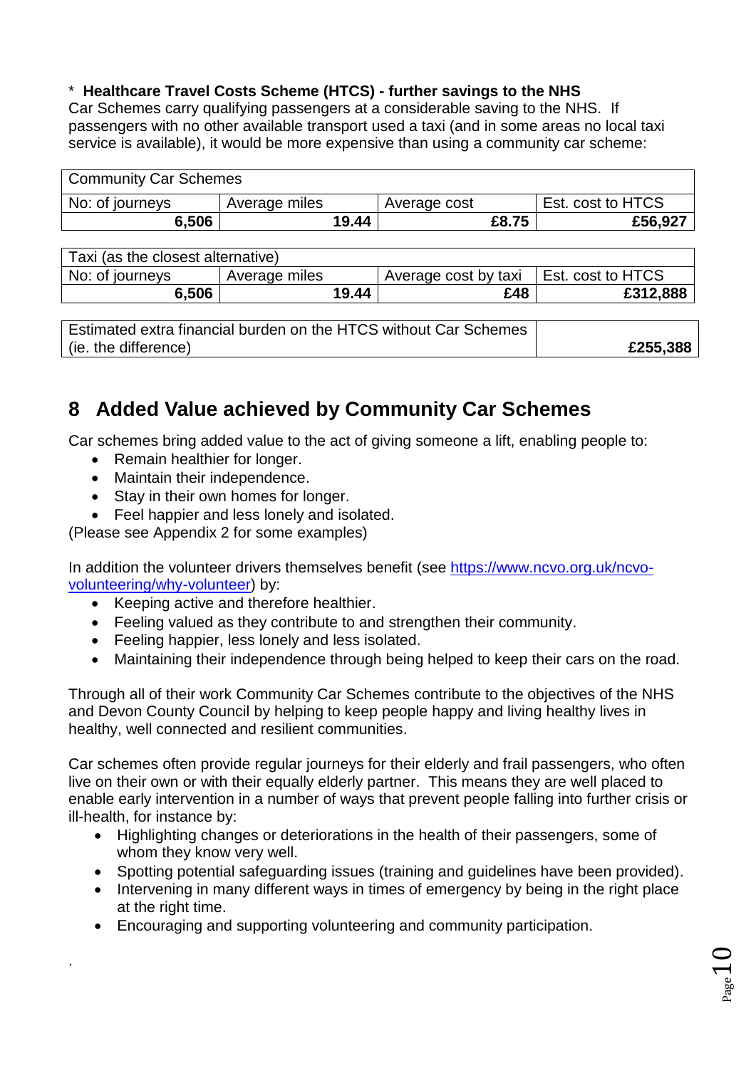\* **Healthcare Travel Costs Scheme (HTCS) - further savings to the NHS**
Car Schemes carry qualifying passengers at a considerable saving to the NHS. If passengers with no other available transport used a taxi (and in some areas no local taxi service is available), it would be more expensive than using a community car scheme:

| Community Car Schemes | | | |
|---|---|---|---|
| No: of journeys | Average miles | Average cost | Est. cost to HTCS |
| **6,506** | **19.44** | **£8.75** | **£56,927** |

| Taxi (as the closest alternative) | | | |
|---|---|---|---|
| No: of journeys | Average miles | Average cost by taxi | Est. cost to HTCS |
| **6,506** | **19.44** | **£48** | **£312,888** |

| Estimated extra financial burden on the HTCS without Car Schemes (ie. the difference) | **£255,388** |
|---|---|

## 8 Added Value achieved by Community Car Schemes

Car schemes bring added value to the act of giving someone a lift, enabling people to:

- Remain healthier for longer.
- Maintain their independence.
- Stay in their own homes for longer.
- Feel happier and less lonely and isolated.

(Please see Appendix 2 for some examples)

In addition the volunteer drivers themselves benefit (see [https://www.ncvo.org.uk/ncvo-volunteering/why-volunteer](https://www.ncvo.org.uk/ncvo-volunteering/why-volunteer)) by:

- Keeping active and therefore healthier.
- Feeling valued as they contribute to and strengthen their community.
- Feeling happier, less lonely and less isolated.
- Maintaining their independence through being helped to keep their cars on the road.

Through all of their work Community Car Schemes contribute to the objectives of the NHS and Devon County Council by helping to keep people happy and living healthy lives in healthy, well connected and resilient communities.

Car schemes often provide regular journeys for their elderly and frail passengers, who often live on their own or with their equally elderly partner. This means they are well placed to enable early intervention in a number of ways that prevent people falling into further crisis or ill-health, for instance by:

- Highlighting changes or deteriorations in the health of their passengers, some of whom they know very well.
- Spotting potential safeguarding issues (training and guidelines have been provided).
- Intervening in many different ways in times of emergency by being in the right place at the right time.
- Encouraging and supporting volunteering and community participation.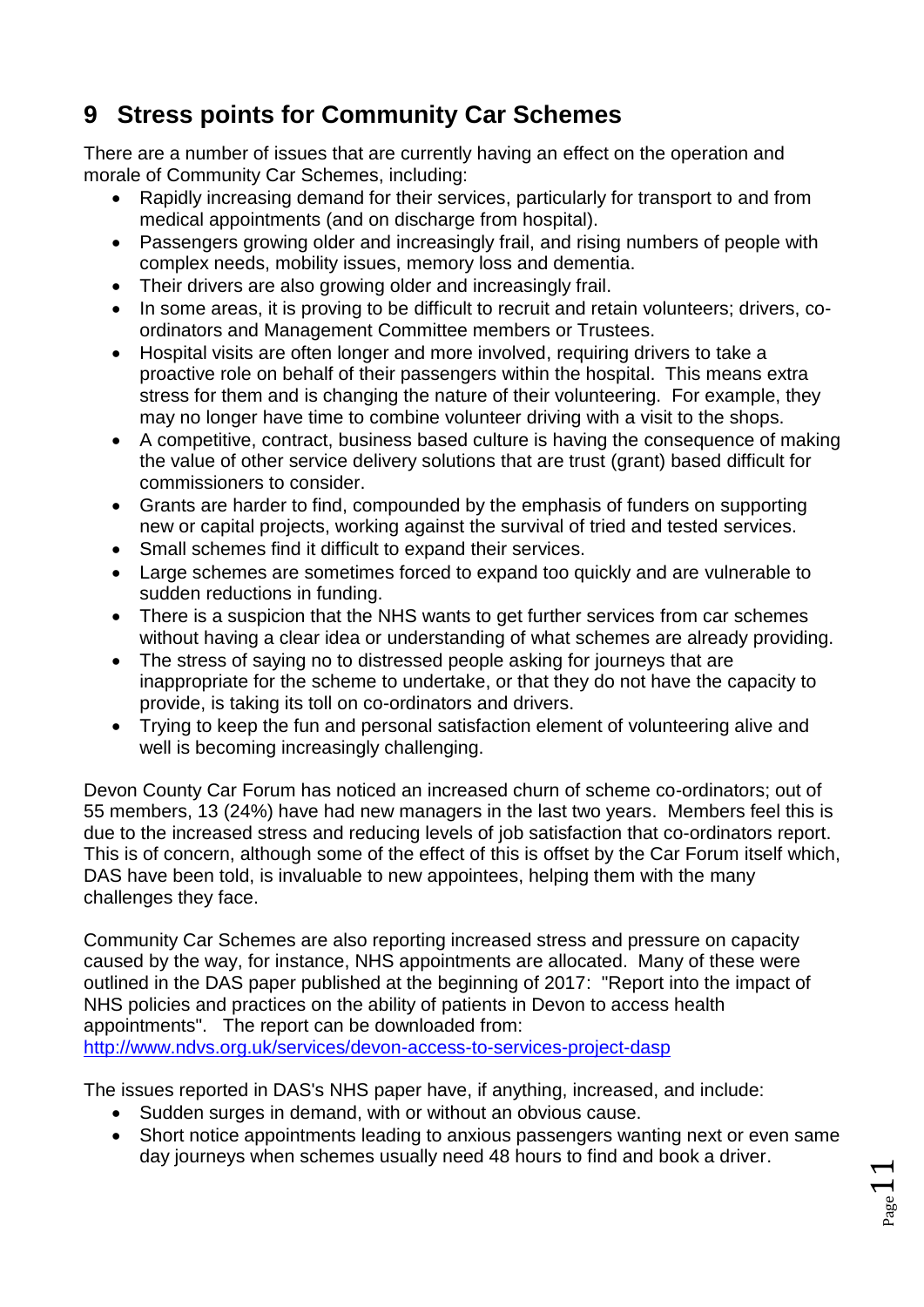# 9 Stress points for Community Car Schemes

There are a number of issues that are currently having an effect on the operation and morale of Community Car Schemes, including:

- Rapidly increasing demand for their services, particularly for transport to and from medical appointments (and on discharge from hospital).
- Passengers growing older and increasingly frail, and rising numbers of people with complex needs, mobility issues, memory loss and dementia.
- Their drivers are also growing older and increasingly frail.
- In some areas, it is proving to be difficult to recruit and retain volunteers; drivers, co-ordinators and Management Committee members or Trustees.
- Hospital visits are often longer and more involved, requiring drivers to take a proactive role on behalf of their passengers within the hospital. This means extra stress for them and is changing the nature of their volunteering. For example, they may no longer have time to combine volunteer driving with a visit to the shops.
- A competitive, contract, business based culture is having the consequence of making the value of other service delivery solutions that are trust (grant) based difficult for commissioners to consider.
- Grants are harder to find, compounded by the emphasis of funders on supporting new or capital projects, working against the survival of tried and tested services.
- Small schemes find it difficult to expand their services.
- Large schemes are sometimes forced to expand too quickly and are vulnerable to sudden reductions in funding.
- There is a suspicion that the NHS wants to get further services from car schemes without having a clear idea or understanding of what schemes are already providing.
- The stress of saying no to distressed people asking for journeys that are inappropriate for the scheme to undertake, or that they do not have the capacity to provide, is taking its toll on co-ordinators and drivers.
- Trying to keep the fun and personal satisfaction element of volunteering alive and well is becoming increasingly challenging.

Devon County Car Forum has noticed an increased churn of scheme co-ordinators; out of 55 members, 13 (24%) have had new managers in the last two years. Members feel this is due to the increased stress and reducing levels of job satisfaction that co-ordinators report. This is of concern, although some of the effect of this is offset by the Car Forum itself which, DAS have been told, is invaluable to new appointees, helping them with the many challenges they face.

Community Car Schemes are also reporting increased stress and pressure on capacity caused by the way, for instance, NHS appointments are allocated. Many of these were outlined in the DAS paper published at the beginning of 2017: "Report into the impact of NHS policies and practices on the ability of patients in Devon to access health appointments". The report can be downloaded from: http://www.ndvs.org.uk/services/devon-access-to-services-project-dasp

The issues reported in DAS's NHS paper have, if anything, increased, and include:

- Sudden surges in demand, with or without an obvious cause.
- Short notice appointments leading to anxious passengers wanting next or even same day journeys when schemes usually need 48 hours to find and book a driver.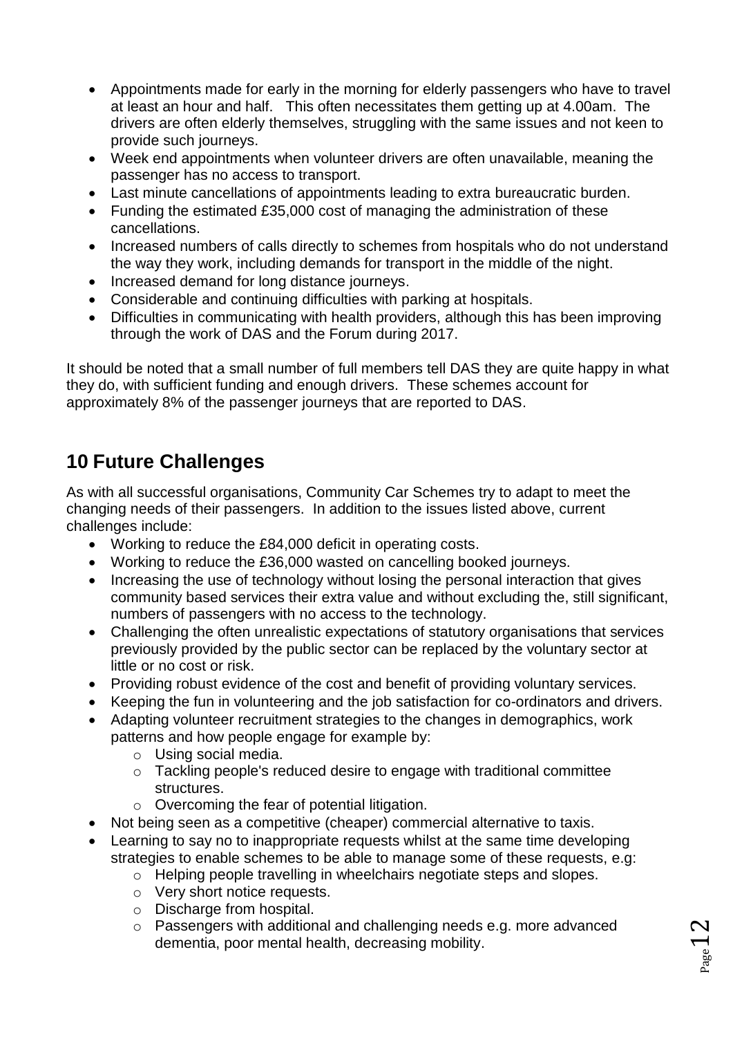- Appointments made for early in the morning for elderly passengers who have to travel at least an hour and half. This often necessitates them getting up at 4.00am. The drivers are often elderly themselves, struggling with the same issues and not keen to provide such journeys.
- Week end appointments when volunteer drivers are often unavailable, meaning the passenger has no access to transport.
- Last minute cancellations of appointments leading to extra bureaucratic burden.
- Funding the estimated £35,000 cost of managing the administration of these cancellations.
- Increased numbers of calls directly to schemes from hospitals who do not understand the way they work, including demands for transport in the middle of the night.
- Increased demand for long distance journeys.
- Considerable and continuing difficulties with parking at hospitals.
- Difficulties in communicating with health providers, although this has been improving through the work of DAS and the Forum during 2017.

It should be noted that a small number of full members tell DAS they are quite happy in what they do, with sufficient funding and enough drivers. These schemes account for approximately 8% of the passenger journeys that are reported to DAS.

## 10 Future Challenges

As with all successful organisations, Community Car Schemes try to adapt to meet the changing needs of their passengers. In addition to the issues listed above, current challenges include:

- Working to reduce the £84,000 deficit in operating costs.
- Working to reduce the £36,000 wasted on cancelling booked journeys.
- Increasing the use of technology without losing the personal interaction that gives community based services their extra value and without excluding the, still significant, numbers of passengers with no access to the technology.
- Challenging the often unrealistic expectations of statutory organisations that services previously provided by the public sector can be replaced by the voluntary sector at little or no cost or risk.
- Providing robust evidence of the cost and benefit of providing voluntary services.
- Keeping the fun in volunteering and the job satisfaction for co-ordinators and drivers.
- Adapting volunteer recruitment strategies to the changes in demographics, work patterns and how people engage for example by:
  - Using social media.
  - Tackling people's reduced desire to engage with traditional committee structures.
  - Overcoming the fear of potential litigation.
- Not being seen as a competitive (cheaper) commercial alternative to taxis.
- Learning to say no to inappropriate requests whilst at the same time developing strategies to enable schemes to be able to manage some of these requests, e.g:
  - Helping people travelling in wheelchairs negotiate steps and slopes.
  - Very short notice requests.
  - Discharge from hospital.
  - Passengers with additional and challenging needs e.g. more advanced dementia, poor mental health, decreasing mobility.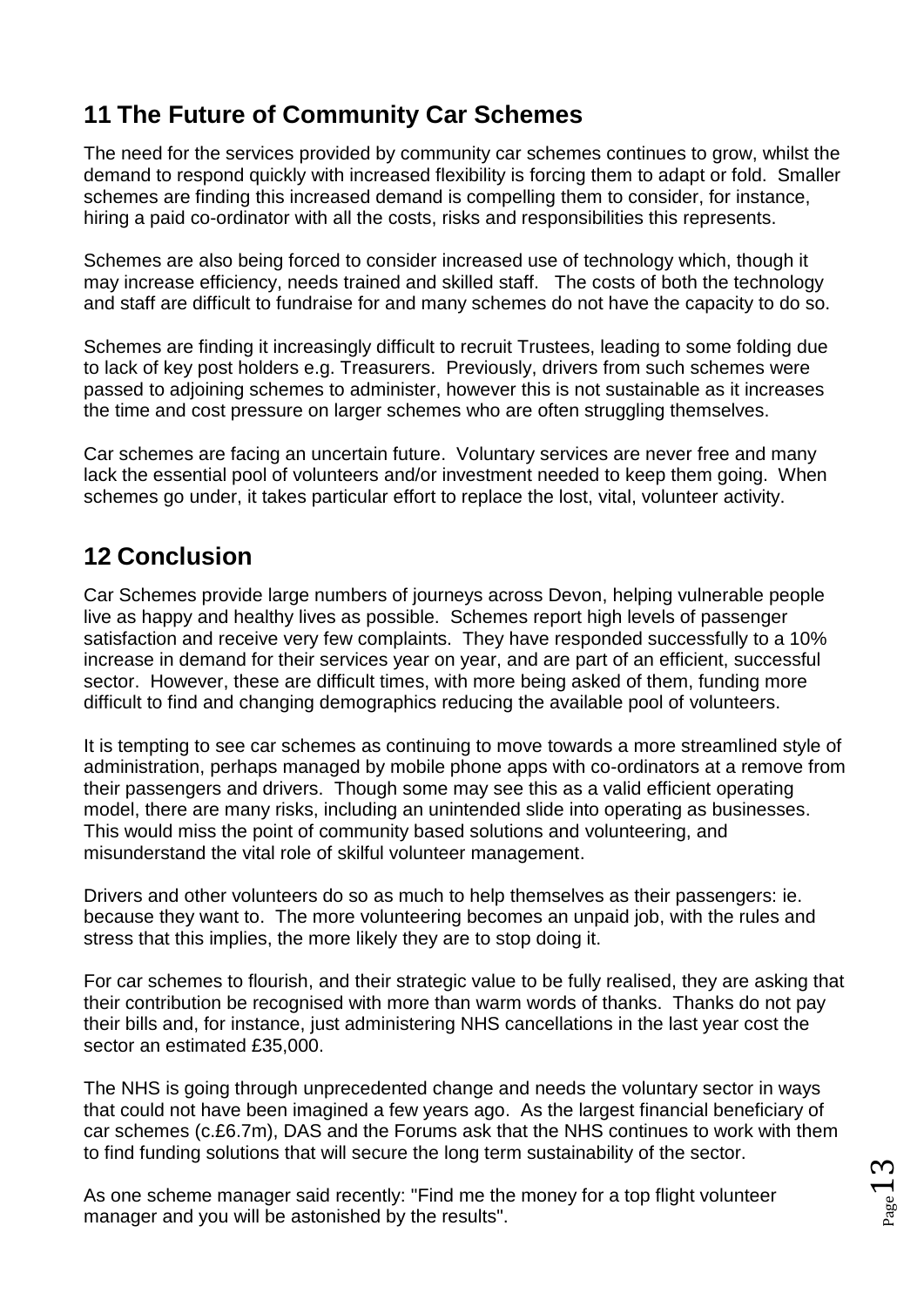## 11 The Future of Community Car Schemes

The need for the services provided by community car schemes continues to grow, whilst the demand to respond quickly with increased flexibility is forcing them to adapt or fold. Smaller schemes are finding this increased demand is compelling them to consider, for instance, hiring a paid co-ordinator with all the costs, risks and responsibilities this represents.

Schemes are also being forced to consider increased use of technology which, though it may increase efficiency, needs trained and skilled staff. The costs of both the technology and staff are difficult to fundraise for and many schemes do not have the capacity to do so.

Schemes are finding it increasingly difficult to recruit Trustees, leading to some folding due to lack of key post holders e.g. Treasurers. Previously, drivers from such schemes were passed to adjoining schemes to administer, however this is not sustainable as it increases the time and cost pressure on larger schemes who are often struggling themselves.

Car schemes are facing an uncertain future. Voluntary services are never free and many lack the essential pool of volunteers and/or investment needed to keep them going. When schemes go under, it takes particular effort to replace the lost, vital, volunteer activity.

## 12 Conclusion

Car Schemes provide large numbers of journeys across Devon, helping vulnerable people live as happy and healthy lives as possible. Schemes report high levels of passenger satisfaction and receive very few complaints. They have responded successfully to a 10% increase in demand for their services year on year, and are part of an efficient, successful sector. However, these are difficult times, with more being asked of them, funding more difficult to find and changing demographics reducing the available pool of volunteers.

It is tempting to see car schemes as continuing to move towards a more streamlined style of administration, perhaps managed by mobile phone apps with co-ordinators at a remove from their passengers and drivers. Though some may see this as a valid efficient operating model, there are many risks, including an unintended slide into operating as businesses. This would miss the point of community based solutions and volunteering, and misunderstand the vital role of skilful volunteer management.

Drivers and other volunteers do so as much to help themselves as their passengers: ie. because they want to. The more volunteering becomes an unpaid job, with the rules and stress that this implies, the more likely they are to stop doing it.

For car schemes to flourish, and their strategic value to be fully realised, they are asking that their contribution be recognised with more than warm words of thanks. Thanks do not pay their bills and, for instance, just administering NHS cancellations in the last year cost the sector an estimated £35,000.

The NHS is going through unprecedented change and needs the voluntary sector in ways that could not have been imagined a few years ago. As the largest financial beneficiary of car schemes (c.£6.7m), DAS and the Forums ask that the NHS continues to work with them to find funding solutions that will secure the long term sustainability of the sector.

As one scheme manager said recently: "Find me the money for a top flight volunteer manager and you will be astonished by the results".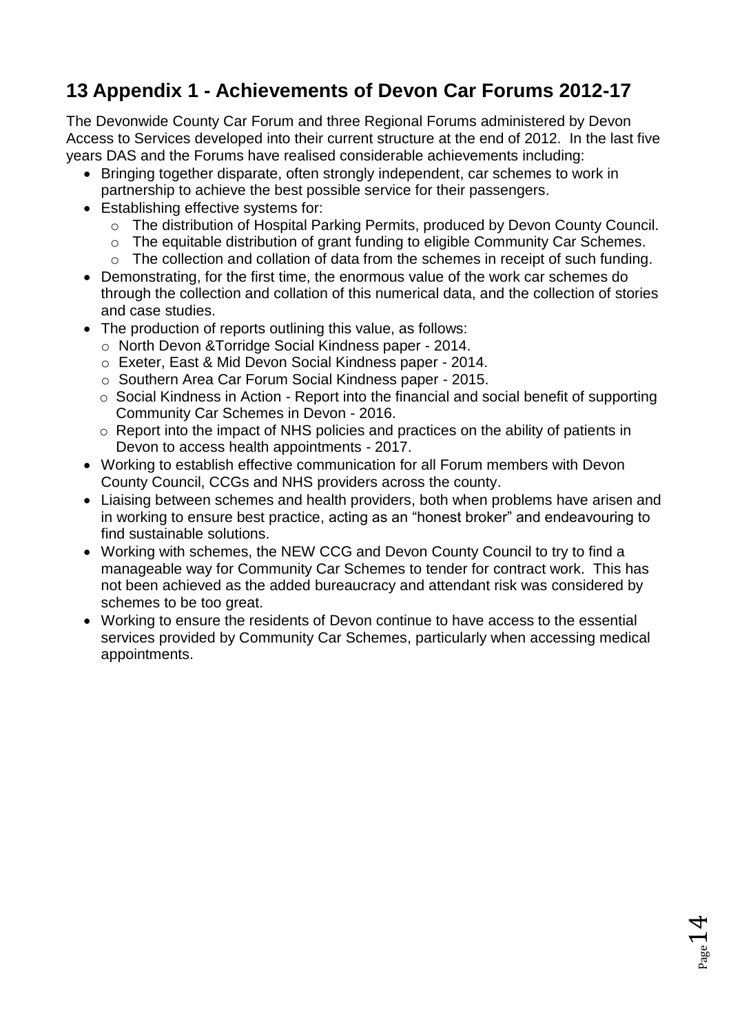## 13 Appendix 1 - Achievements of Devon Car Forums 2012-17

The Devonwide County Car Forum and three Regional Forums administered by Devon Access to Services developed into their current structure at the end of 2012. In the last five years DAS and the Forums have realised considerable achievements including:

- Bringing together disparate, often strongly independent, car schemes to work in partnership to achieve the best possible service for their passengers.
- Establishing effective systems for:
  - The distribution of Hospital Parking Permits, produced by Devon County Council.
  - The equitable distribution of grant funding to eligible Community Car Schemes.
  - The collection and collation of data from the schemes in receipt of such funding.
- Demonstrating, for the first time, the enormous value of the work car schemes do through the collection and collation of this numerical data, and the collection of stories and case studies.
- The production of reports outlining this value, as follows:
  - North Devon &Torridge Social Kindness paper - 2014.
  - Exeter, East & Mid Devon Social Kindness paper - 2014.
  - Southern Area Car Forum Social Kindness paper - 2015.
  - Social Kindness in Action - Report into the financial and social benefit of supporting Community Car Schemes in Devon - 2016.
  - Report into the impact of NHS policies and practices on the ability of patients in Devon to access health appointments - 2017.
- Working to establish effective communication for all Forum members with Devon County Council, CCGs and NHS providers across the county.
- Liaising between schemes and health providers, both when problems have arisen and in working to ensure best practice, acting as an "honest broker" and endeavouring to find sustainable solutions.
- Working with schemes, the NEW CCG and Devon County Council to try to find a manageable way for Community Car Schemes to tender for contract work. This has not been achieved as the added bureaucracy and attendant risk was considered by schemes to be too great.
- Working to ensure the residents of Devon continue to have access to the essential services provided by Community Car Schemes, particularly when accessing medical appointments.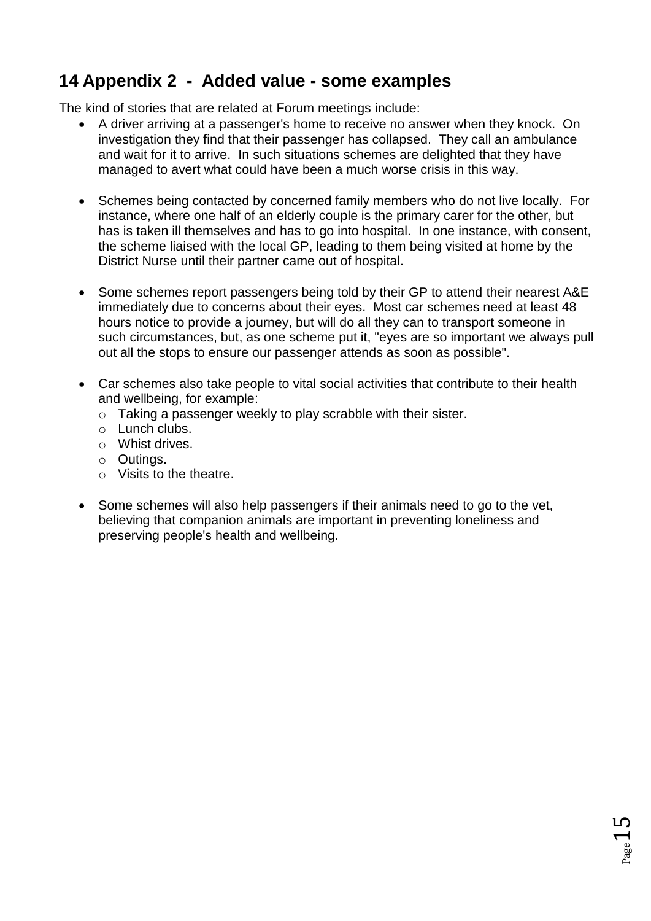## 14 Appendix 2 - Added value - some examples

The kind of stories that are related at Forum meetings include:

- A driver arriving at a passenger's home to receive no answer when they knock. On investigation they find that their passenger has collapsed. They call an ambulance and wait for it to arrive. In such situations schemes are delighted that they have managed to avert what could have been a much worse crisis in this way.

- Schemes being contacted by concerned family members who do not live locally. For instance, where one half of an elderly couple is the primary carer for the other, but has is taken ill themselves and has to go into hospital. In one instance, with consent, the scheme liaised with the local GP, leading to them being visited at home by the District Nurse until their partner came out of hospital.

- Some schemes report passengers being told by their GP to attend their nearest A&E immediately due to concerns about their eyes. Most car schemes need at least 48 hours notice to provide a journey, but will do all they can to transport someone in such circumstances, but, as one scheme put it, "eyes are so important we always pull out all the stops to ensure our passenger attends as soon as possible".

- Car schemes also take people to vital social activities that contribute to their health and wellbeing, for example:
  - Taking a passenger weekly to play scrabble with their sister.
  - Lunch clubs.
  - Whist drives.
  - Outings.
  - Visits to the theatre.

- Some schemes will also help passengers if their animals need to go to the vet, believing that companion animals are important in preventing loneliness and preserving people's health and wellbeing.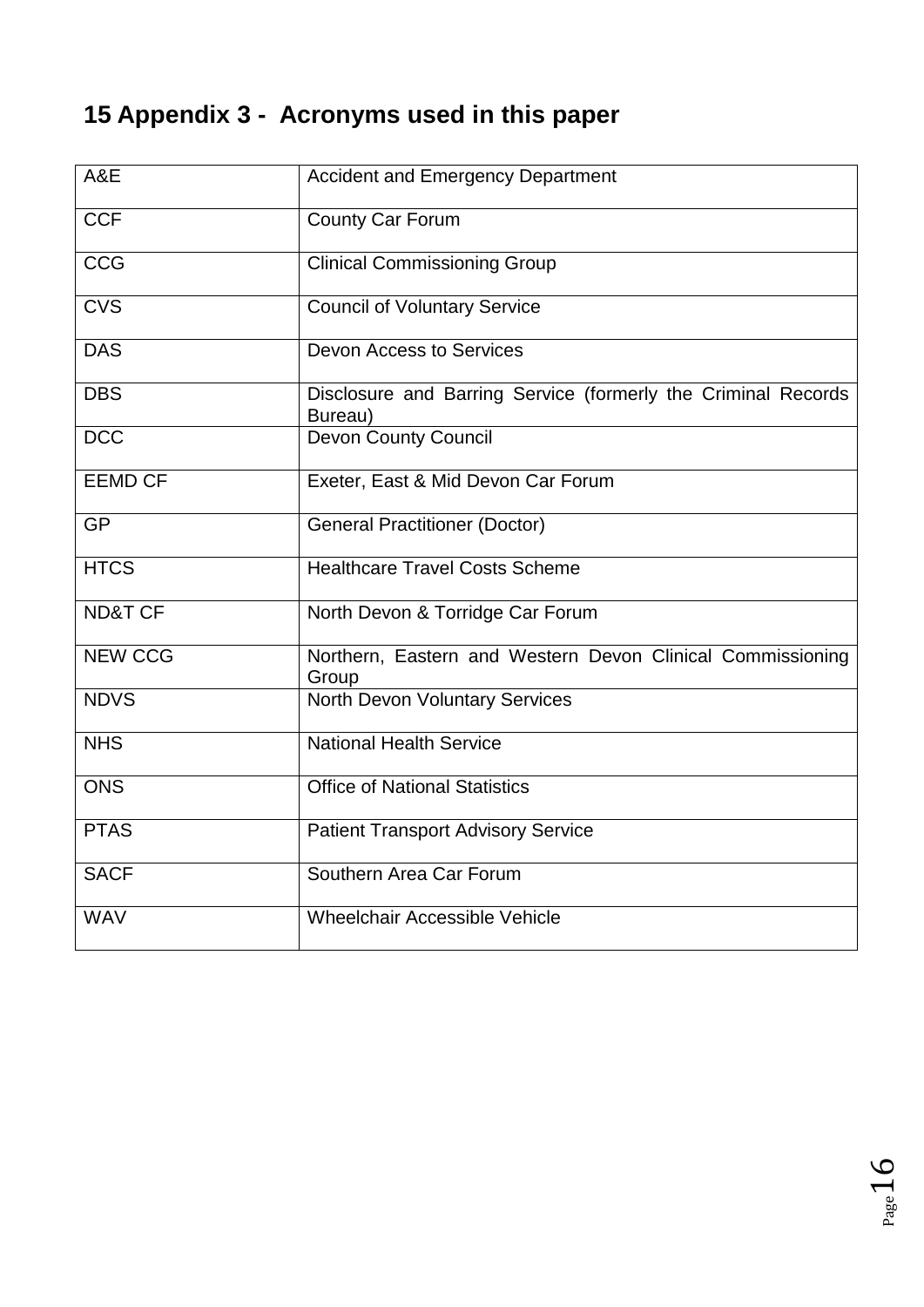# 15 Appendix 3 - Acronyms used in this paper

| | |
|---|---|
| A&E | Accident and Emergency Department |
| CCF | County Car Forum |
| CCG | Clinical Commissioning Group |
| CVS | Council of Voluntary Service |
| DAS | Devon Access to Services |
| DBS | Disclosure and Barring Service (formerly the Criminal Records Bureau) |
| DCC | Devon County Council |
| EEMD CF | Exeter, East & Mid Devon Car Forum |
| GP | General Practitioner (Doctor) |
| HTCS | Healthcare Travel Costs Scheme |
| ND&T CF | North Devon & Torridge Car Forum |
| NEW CCG | Northern, Eastern and Western Devon Clinical Commissioning Group |
| NDVS | North Devon Voluntary Services |
| NHS | National Health Service |
| ONS | Office of National Statistics |
| PTAS | Patient Transport Advisory Service |
| SACF | Southern Area Car Forum |
| WAV | Wheelchair Accessible Vehicle |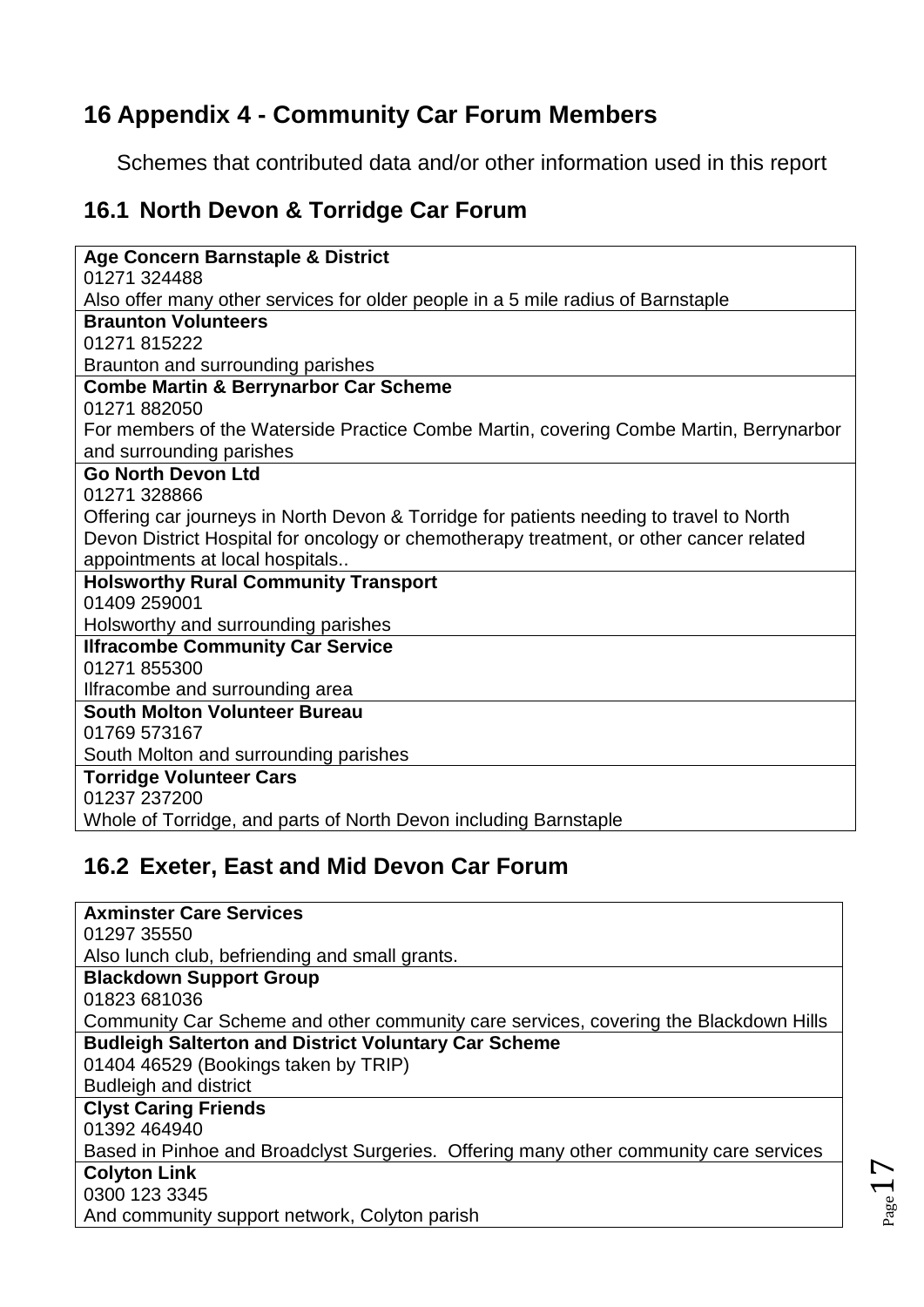# 16 Appendix 4 - Community Car Forum Members

Schemes that contributed data and/or other information used in this report

## 16.1 North Devon & Torridge Car Forum

| |
|---|
| **Age Concern Barnstaple & District**<br>01271 324488<br>Also offer many other services for older people in a 5 mile radius of Barnstaple |
| **Braunton Volunteers**<br>01271 815222<br>Braunton and surrounding parishes |
| **Combe Martin & Berrynarbor Car Scheme**<br>01271 882050<br>For members of the Waterside Practice Combe Martin, covering Combe Martin, Berrynarbor and surrounding parishes |
| **Go North Devon Ltd**<br>01271 328866<br>Offering car journeys in North Devon & Torridge for patients needing to travel to North Devon District Hospital for oncology or chemotherapy treatment, or other cancer related appointments at local hospitals.. |
| **Holsworthy Rural Community Transport**<br>01409 259001<br>Holsworthy and surrounding parishes |
| **Ilfracombe Community Car Service**<br>01271 855300<br>Ilfracombe and surrounding area |
| **South Molton Volunteer Bureau**<br>01769 573167<br>South Molton and surrounding parishes |
| **Torridge Volunteer Cars**<br>01237 237200<br>Whole of Torridge, and parts of North Devon including Barnstaple |

## 16.2 Exeter, East and Mid Devon Car Forum

| |
|---|
| **Axminster Care Services**<br>01297 35550<br>Also lunch club, befriending and small grants. |
| **Blackdown Support Group**<br>01823 681036<br>Community Car Scheme and other community care services, covering the Blackdown Hills |
| **Budleigh Salterton and District Voluntary Car Scheme**<br>01404 46529 (Bookings taken by TRIP)<br>Budleigh and district |
| **Clyst Caring Friends**<br>01392 464940<br>Based in Pinhoe and Broadclyst Surgeries. Offering many other community care services |
| **Colyton Link**<br>0300 123 3345<br>And community support network, Colyton parish |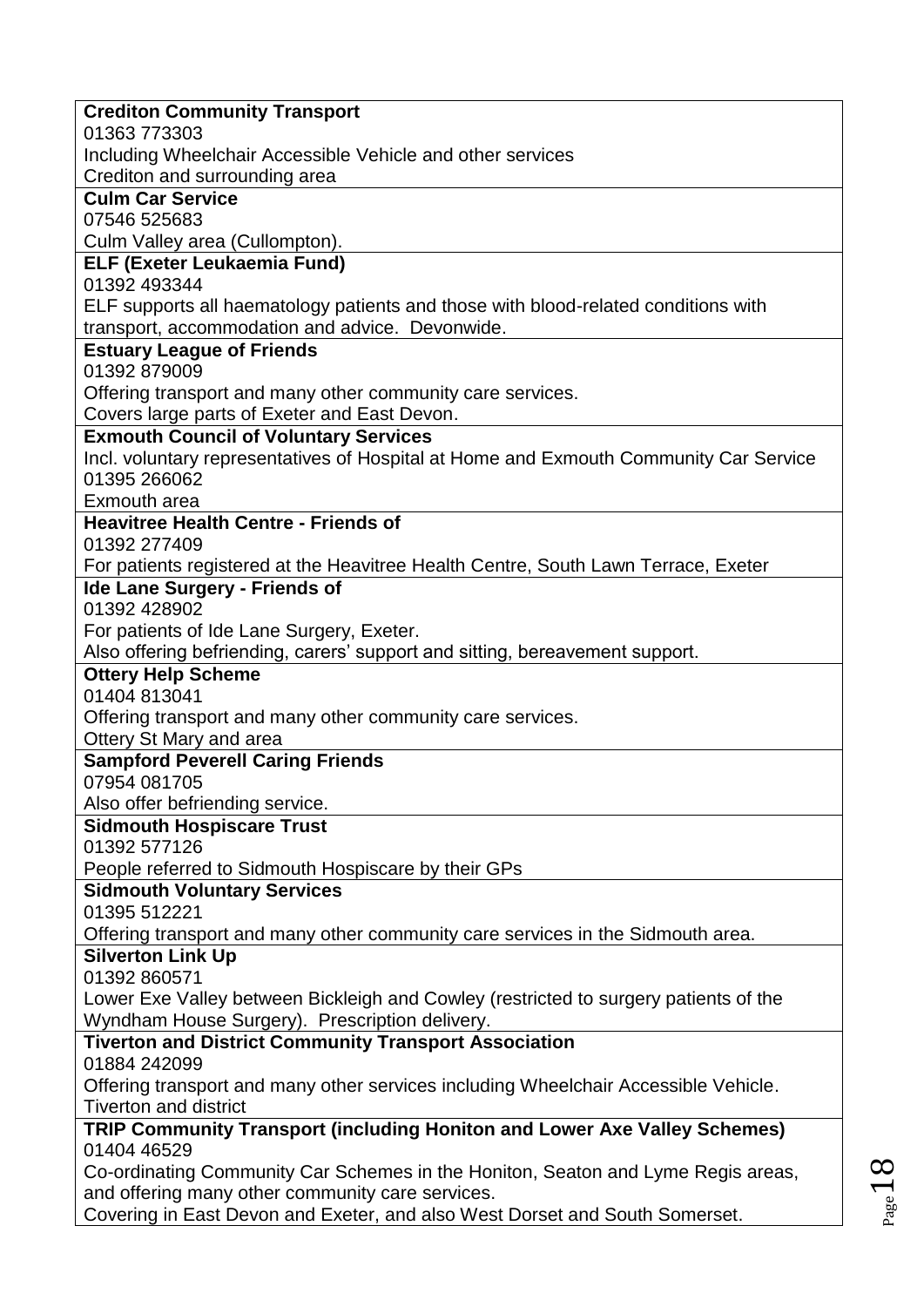| **Crediton Community Transport**<br>01363 773303<br>Including Wheelchair Accessible Vehicle and other services<br>Crediton and surrounding area |
|---|
| **Culm Car Service**<br>07546 525683<br>Culm Valley area (Cullompton). |
| **ELF (Exeter Leukaemia Fund)**<br>01392 493344<br>ELF supports all haematology patients and those with blood-related conditions with transport, accommodation and advice. Devonwide. |
| **Estuary League of Friends**<br>01392 879009<br>Offering transport and many other community care services.<br>Covers large parts of Exeter and East Devon. |
| **Exmouth Council of Voluntary Services**<br>Incl. voluntary representatives of Hospital at Home and Exmouth Community Car Service<br>01395 266062<br>Exmouth area |
| **Heavitree Health Centre - Friends of**<br>01392 277409<br>For patients registered at the Heavitree Health Centre, South Lawn Terrace, Exeter |
| **Ide Lane Surgery - Friends of**<br>01392 428902<br>For patients of Ide Lane Surgery, Exeter.<br>Also offering befriending, carers' support and sitting, bereavement support. |
| **Ottery Help Scheme**<br>01404 813041<br>Offering transport and many other community care services.<br>Ottery St Mary and area |
| **Sampford Peverell Caring Friends**<br>07954 081705<br>Also offer befriending service. |
| **Sidmouth Hospiscare Trust**<br>01392 577126<br>People referred to Sidmouth Hospiscare by their GPs |
| **Sidmouth Voluntary Services**<br>01395 512221<br>Offering transport and many other community care services in the Sidmouth area. |
| **Silverton Link Up**<br>01392 860571<br>Lower Exe Valley between Bickleigh and Cowley (restricted to surgery patients of the Wyndham House Surgery). Prescription delivery. |
| **Tiverton and District Community Transport Association**<br>01884 242099<br>Offering transport and many other services including Wheelchair Accessible Vehicle.<br>Tiverton and district |
| **TRIP Community Transport (including Honiton and Lower Axe Valley Schemes)**<br>01404 46529<br>Co-ordinating Community Car Schemes in the Honiton, Seaton and Lyme Regis areas, and offering many other community care services.<br>Covering in East Devon and Exeter, and also West Dorset and South Somerset. |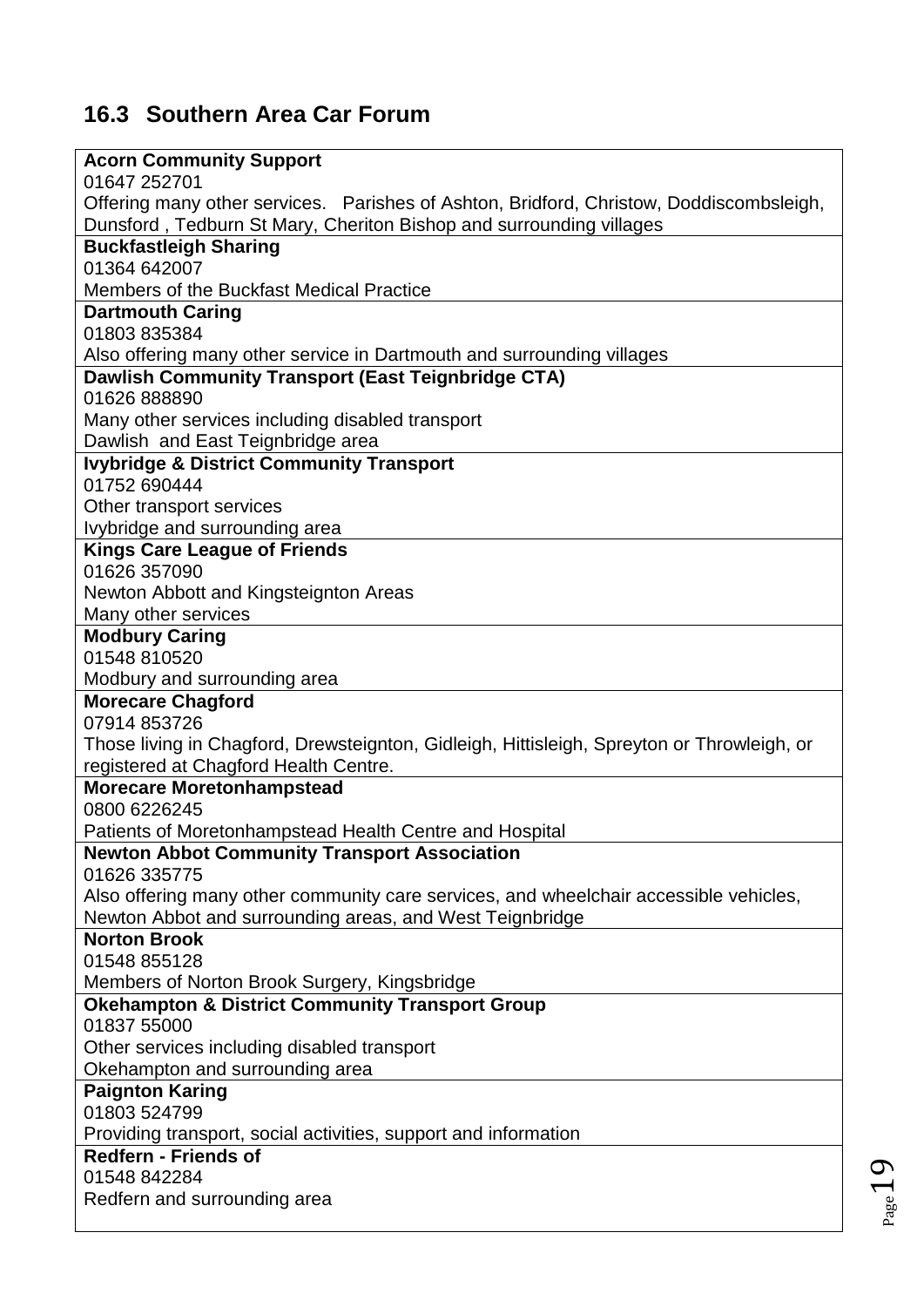## 16.3 Southern Area Car Forum

| |
|---|
| **Acorn Community Support**<br>01647 252701<br>Offering many other services. Parishes of Ashton, Bridford, Christow, Doddiscombsleigh, Dunsford , Tedburn St Mary, Cheriton Bishop and surrounding villages |
| **Buckfastleigh Sharing**<br>01364 642007<br>Members of the Buckfast Medical Practice |
| **Dartmouth Caring**<br>01803 835384<br>Also offering many other service in Dartmouth and surrounding villages |
| **Dawlish Community Transport (East Teignbridge CTA)**<br>01626 888890<br>Many other services including disabled transport<br>Dawlish and East Teignbridge area |
| **Ivybridge & District Community Transport**<br>01752 690444<br>Other transport services<br>Ivybridge and surrounding area |
| **Kings Care League of Friends**<br>01626 357090<br>Newton Abbott and Kingsteignton Areas<br>Many other services |
| **Modbury Caring**<br>01548 810520<br>Modbury and surrounding area |
| **Morecare Chagford**<br>07914 853726<br>Those living in Chagford, Drewsteignton, Gidleigh, Hittisleigh, Spreyton or Throwleigh, or registered at Chagford Health Centre. |
| **Morecare Moretonhampstead**<br>0800 6226245<br>Patients of Moretonhampstead Health Centre and Hospital |
| **Newton Abbot Community Transport Association**<br>01626 335775<br>Also offering many other community care services, and wheelchair accessible vehicles, Newton Abbot and surrounding areas, and West Teignbridge |
| **Norton Brook**<br>01548 855128<br>Members of Norton Brook Surgery, Kingsbridge |
| **Okehampton & District Community Transport Group**<br>01837 55000<br>Other services including disabled transport<br>Okehampton and surrounding area |
| **Paignton Karing**<br>01803 524799<br>Providing transport, social activities, support and information |
| **Redfern - Friends of**<br>01548 842284<br>Redfern and surrounding area |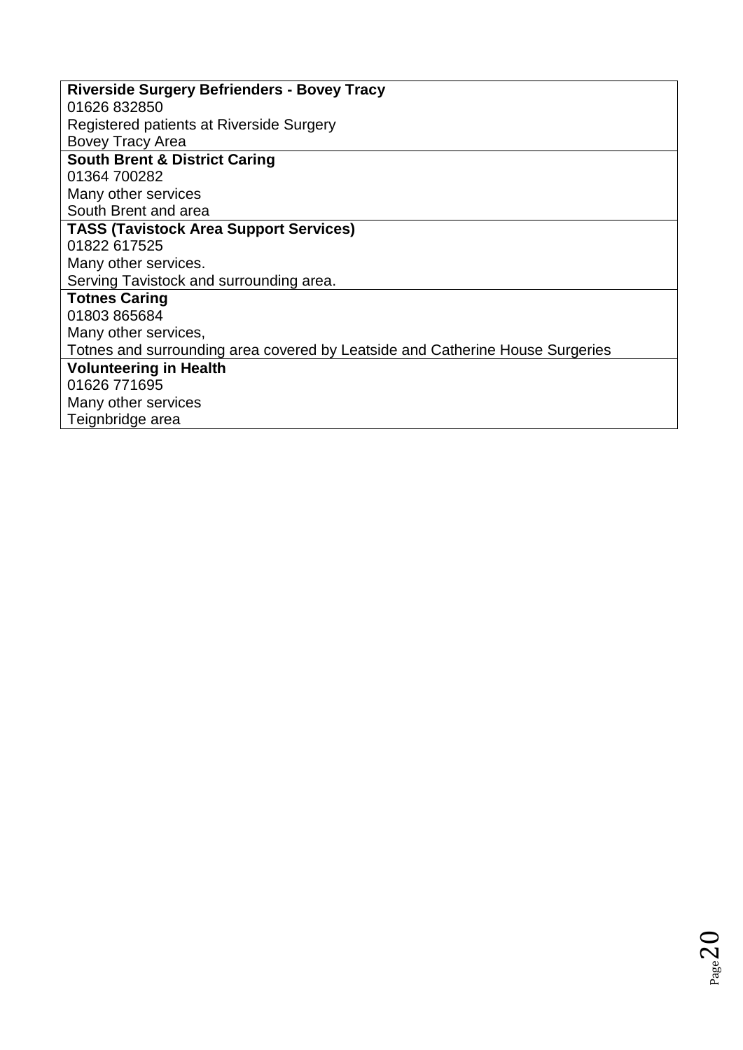| |
|---|
| **Riverside Surgery Befrienders - Bovey Tracy**<br>01626 832850<br>Registered patients at Riverside Surgery<br>Bovey Tracy Area |
| **South Brent & District Caring**<br>01364 700282<br>Many other services<br>South Brent and area |
| **TASS (Tavistock Area Support Services)**<br>01822 617525<br>Many other services.<br>Serving Tavistock and surrounding area. |
| **Totnes Caring**<br>01803 865684<br>Many other services,<br>Totnes and surrounding area covered by Leatside and Catherine House Surgeries |
| **Volunteering in Health**<br>01626 771695<br>Many other services<br>Teignbridge area |